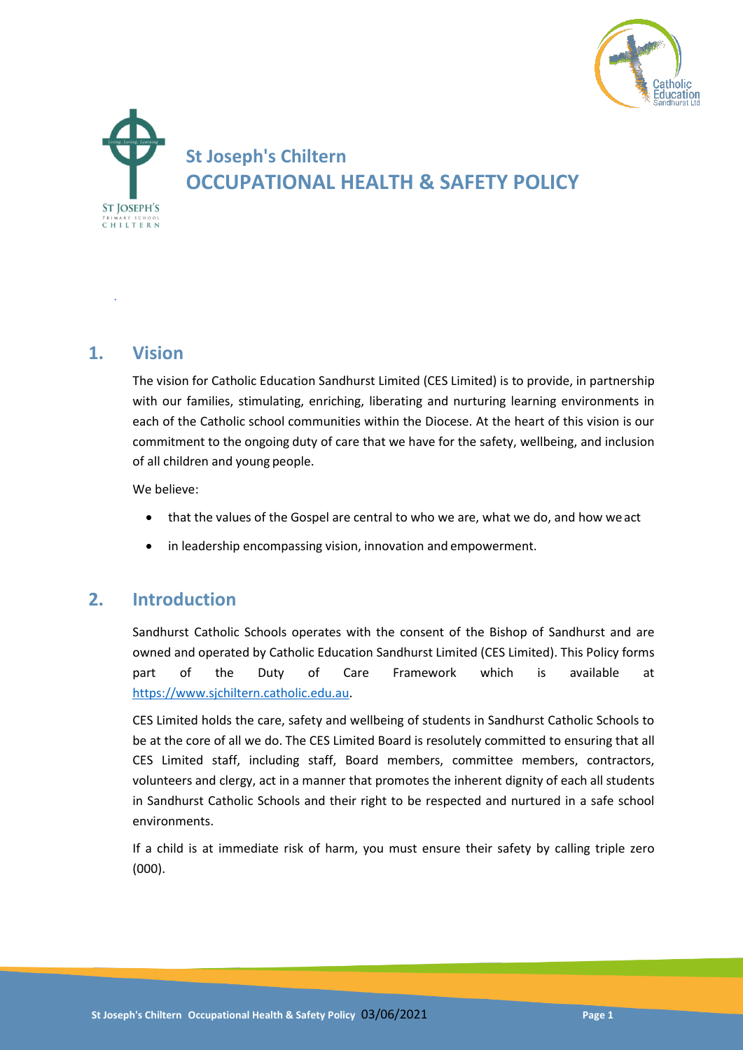# St Joseph's Chiltern
# OCCUPATIONAL HEALTH & SAFETY POLICY

## 1. Vision

The vision for Catholic Education Sandhurst Limited (CES Limited) is to provide, in partnership with our families, stimulating, enriching, liberating and nurturing learning environments in each of the Catholic school communities within the Diocese. At the heart of this vision is our commitment to the ongoing duty of care that we have for the safety, wellbeing, and inclusion of all children and young people.

We believe:

- that the values of the Gospel are central to who we are, what we do, and how we act
- in leadership encompassing vision, innovation and empowerment.

## 2. Introduction

Sandhurst Catholic Schools operates with the consent of the Bishop of Sandhurst and are owned and operated by Catholic Education Sandhurst Limited (CES Limited). This Policy forms part of the Duty of Care Framework which is available at [https://www.sjchiltern.catholic.edu.au](https://www.sjchiltern.catholic.edu.au).

CES Limited holds the care, safety and wellbeing of students in Sandhurst Catholic Schools to be at the core of all we do. The CES Limited Board is resolutely committed to ensuring that all CES Limited staff, including staff, Board members, committee members, contractors, volunteers and clergy, act in a manner that promotes the inherent dignity of each all students in Sandhurst Catholic Schools and their right to be respected and nurtured in a safe school environments.

If a child is at immediate risk of harm, you must ensure their safety by calling triple zero (000).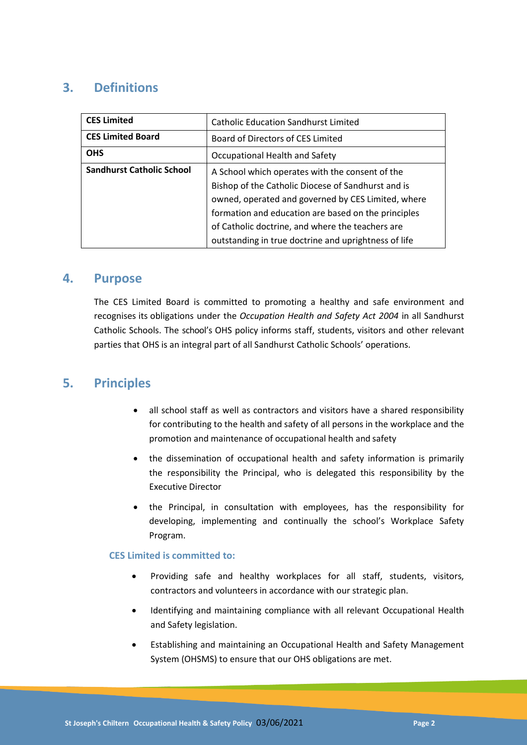## 3. Definitions

| | |
|---|---|
| **CES Limited** | Catholic Education Sandhurst Limited |
| **CES Limited Board** | Board of Directors of CES Limited |
| **OHS** | Occupational Health and Safety |
| **Sandhurst Catholic School** | A School which operates with the consent of the Bishop of the Catholic Diocese of Sandhurst and is owned, operated and governed by CES Limited, where formation and education are based on the principles of Catholic doctrine, and where the teachers are outstanding in true doctrine and uprightness of life |

## 4. Purpose

The CES Limited Board is committed to promoting a healthy and safe environment and recognises its obligations under the *Occupation Health and Safety Act 2004* in all Sandhurst Catholic Schools. The school's OHS policy informs staff, students, visitors and other relevant parties that OHS is an integral part of all Sandhurst Catholic Schools' operations.

## 5. Principles

- all school staff as well as contractors and visitors have a shared responsibility for contributing to the health and safety of all persons in the workplace and the promotion and maintenance of occupational health and safety
- the dissemination of occupational health and safety information is primarily the responsibility the Principal, who is delegated this responsibility by the Executive Director
- the Principal, in consultation with employees, has the responsibility for developing, implementing and continually the school's Workplace Safety Program.

### CES Limited is committed to:

- Providing safe and healthy workplaces for all staff, students, visitors, contractors and volunteers in accordance with our strategic plan.
- Identifying and maintaining compliance with all relevant Occupational Health and Safety legislation.
- Establishing and maintaining an Occupational Health and Safety Management System (OHSMS) to ensure that our OHS obligations are met.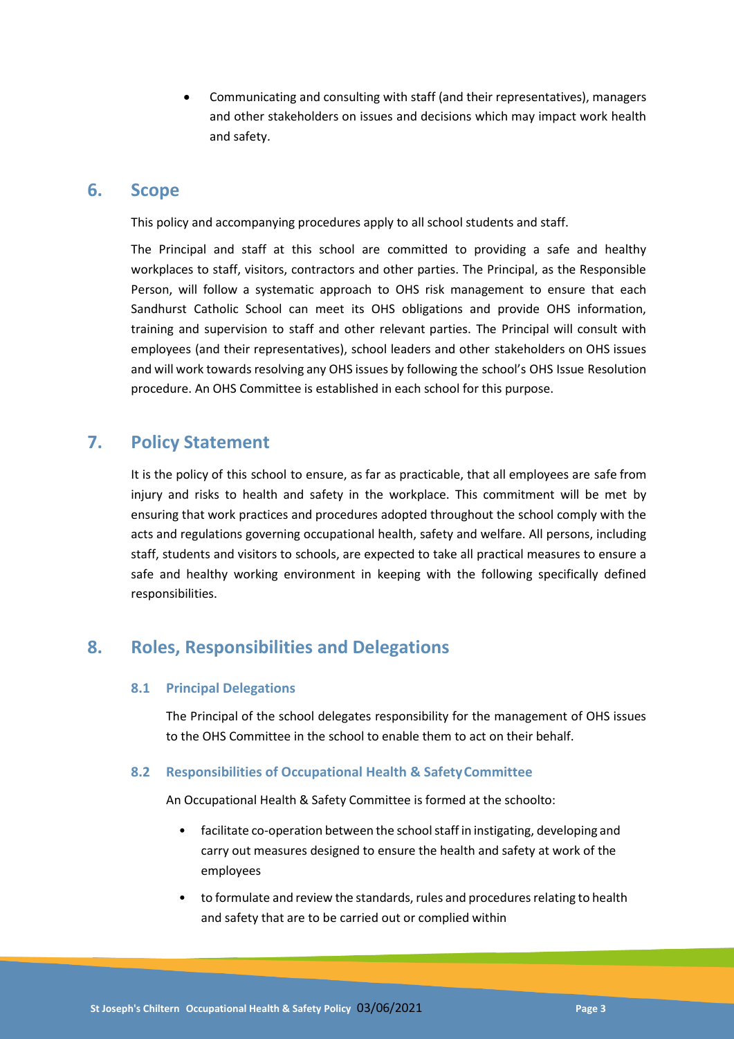- Communicating and consulting with staff (and their representatives), managers and other stakeholders on issues and decisions which may impact work health and safety.

## 6. Scope

This policy and accompanying procedures apply to all school students and staff.

The Principal and staff at this school are committed to providing a safe and healthy workplaces to staff, visitors, contractors and other parties. The Principal, as the Responsible Person, will follow a systematic approach to OHS risk management to ensure that each Sandhurst Catholic School can meet its OHS obligations and provide OHS information, training and supervision to staff and other relevant parties. The Principal will consult with employees (and their representatives), school leaders and other stakeholders on OHS issues and will work towards resolving any OHS issues by following the school's OHS Issue Resolution procedure. An OHS Committee is established in each school for this purpose.

## 7. Policy Statement

It is the policy of this school to ensure, as far as practicable, that all employees are safe from injury and risks to health and safety in the workplace. This commitment will be met by ensuring that work practices and procedures adopted throughout the school comply with the acts and regulations governing occupational health, safety and welfare. All persons, including staff, students and visitors to schools, are expected to take all practical measures to ensure a safe and healthy working environment in keeping with the following specifically defined responsibilities.

## 8. Roles, Responsibilities and Delegations

### 8.1 Principal Delegations

The Principal of the school delegates responsibility for the management of OHS issues to the OHS Committee in the school to enable them to act on their behalf.

### 8.2 Responsibilities of Occupational Health & Safety Committee

An Occupational Health & Safety Committee is formed at the schoolto:

- facilitate co-operation between the school staff in instigating, developing and carry out measures designed to ensure the health and safety at work of the employees
- to formulate and review the standards, rules and procedures relating to health and safety that are to be carried out or complied within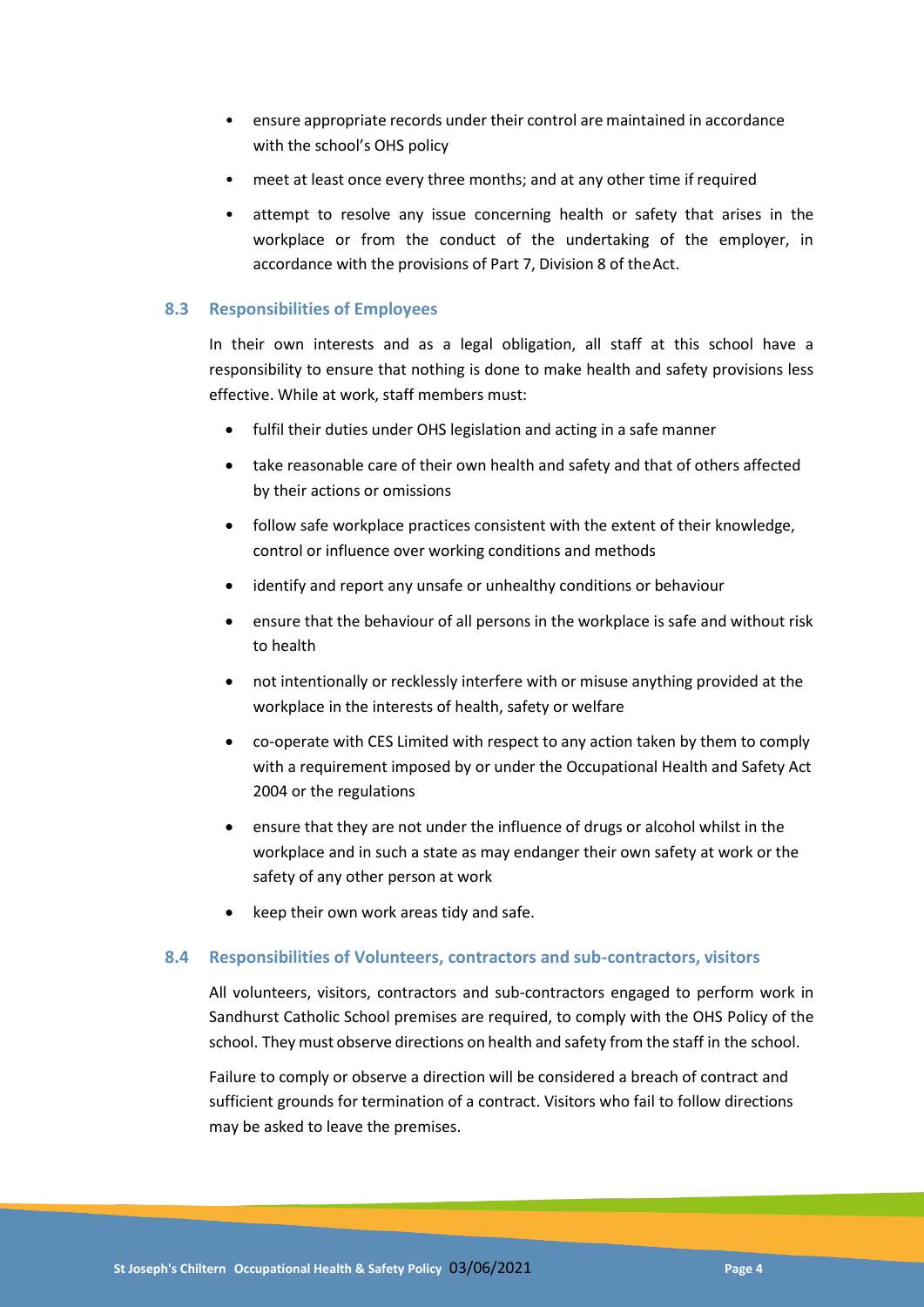- ensure appropriate records under their control are maintained in accordance with the school's OHS policy
- meet at least once every three months; and at any other time if required
- attempt to resolve any issue concerning health or safety that arises in the workplace or from the conduct of the undertaking of the employer, in accordance with the provisions of Part 7, Division 8 of the Act.

### 8.3 Responsibilities of Employees

In their own interests and as a legal obligation, all staff at this school have a responsibility to ensure that nothing is done to make health and safety provisions less effective. While at work, staff members must:

- fulfil their duties under OHS legislation and acting in a safe manner
- take reasonable care of their own health and safety and that of others affected by their actions or omissions
- follow safe workplace practices consistent with the extent of their knowledge, control or influence over working conditions and methods
- identify and report any unsafe or unhealthy conditions or behaviour
- ensure that the behaviour of all persons in the workplace is safe and without risk to health
- not intentionally or recklessly interfere with or misuse anything provided at the workplace in the interests of health, safety or welfare
- co-operate with CES Limited with respect to any action taken by them to comply with a requirement imposed by or under the Occupational Health and Safety Act 2004 or the regulations
- ensure that they are not under the influence of drugs or alcohol whilst in the workplace and in such a state as may endanger their own safety at work or the safety of any other person at work
- keep their own work areas tidy and safe.

### 8.4 Responsibilities of Volunteers, contractors and sub-contractors, visitors

All volunteers, visitors, contractors and sub-contractors engaged to perform work in Sandhurst Catholic School premises are required, to comply with the OHS Policy of the school. They must observe directions on health and safety from the staff in the school.

Failure to comply or observe a direction will be considered a breach of contract and sufficient grounds for termination of a contract. Visitors who fail to follow directions may be asked to leave the premises.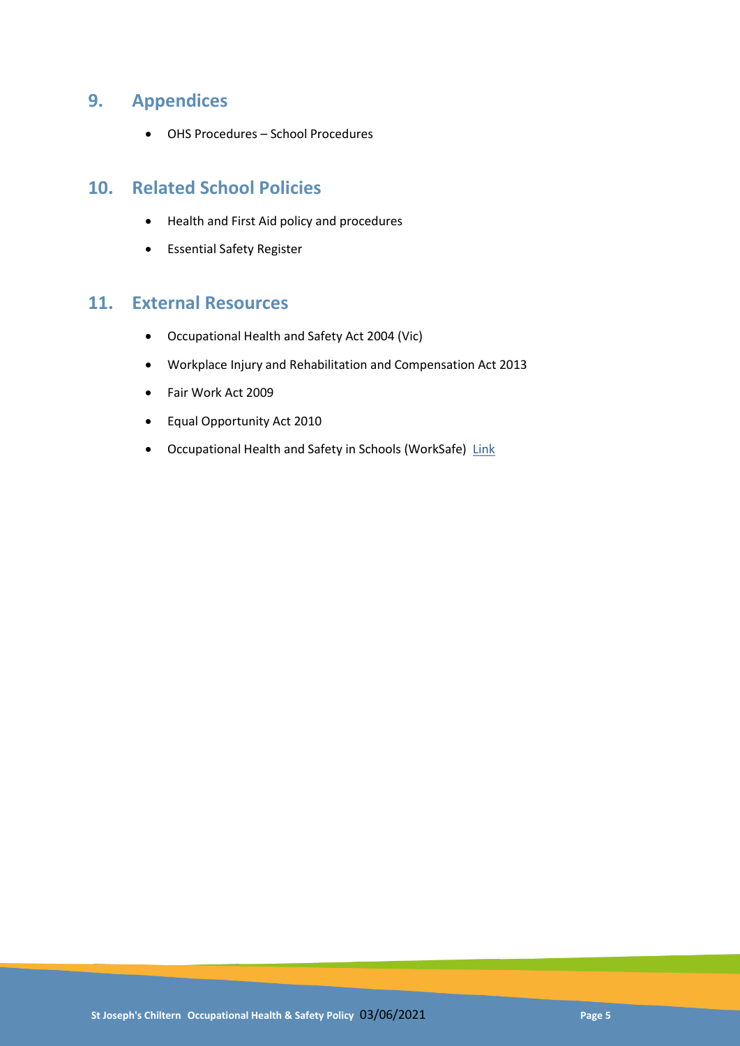## 9. Appendices

- OHS Procedures – School Procedures

## 10. Related School Policies

- Health and First Aid policy and procedures
- Essential Safety Register

## 11. External Resources

- Occupational Health and Safety Act 2004 (Vic)
- Workplace Injury and Rehabilitation and Compensation Act 2013
- Fair Work Act 2009
- Equal Opportunity Act 2010
- Occupational Health and Safety in Schools (WorkSafe) Link